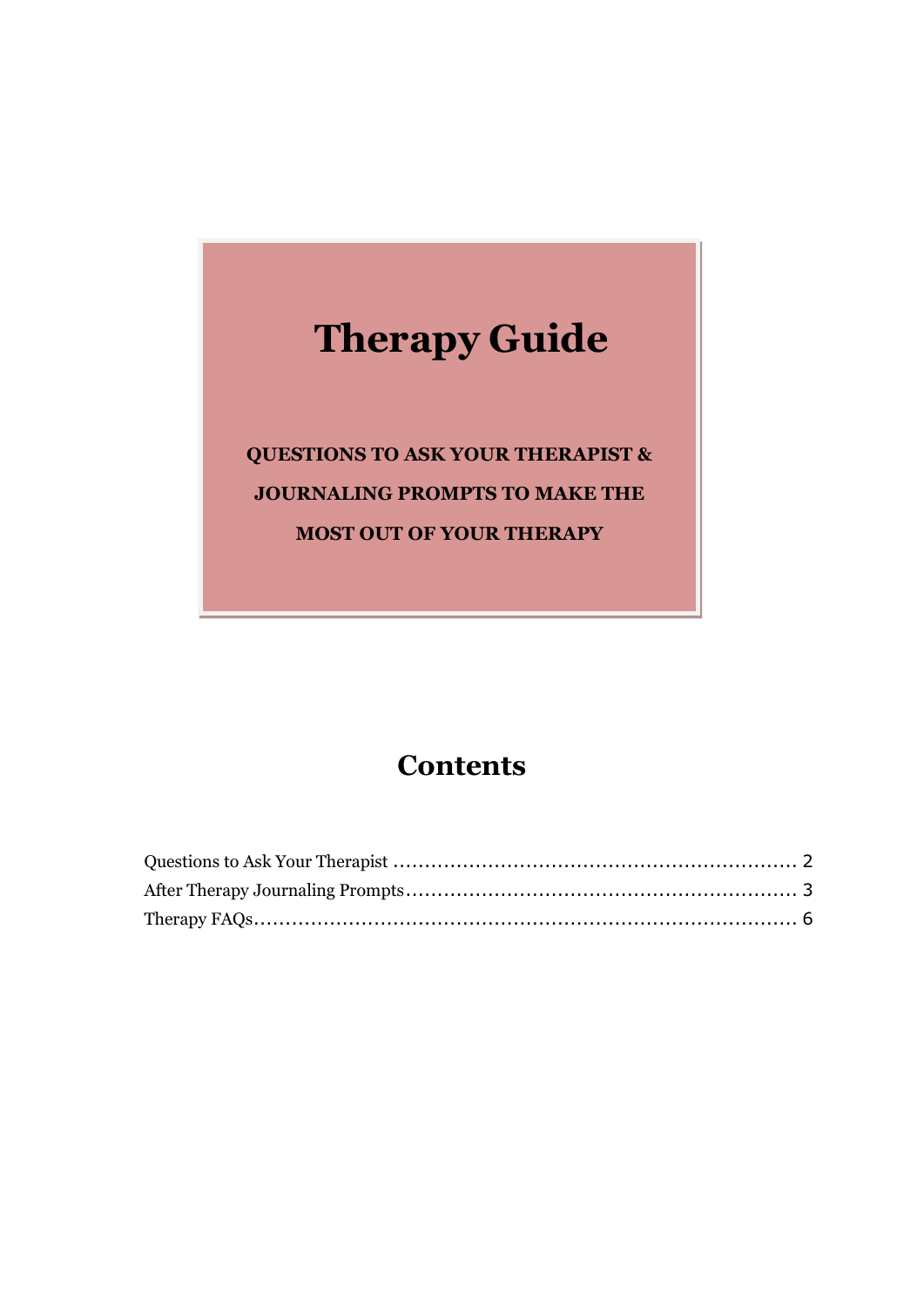# Therapy Guide

**QUESTIONS TO ASK YOUR THERAPIST & JOURNALING PROMPTS TO MAKE THE MOST OUT OF YOUR THERAPY**

## Contents

Questions to Ask Your Therapist ........................................................ 2
After Therapy Journaling Prompts ........................................................ 3
Therapy FAQs ........................................................ 6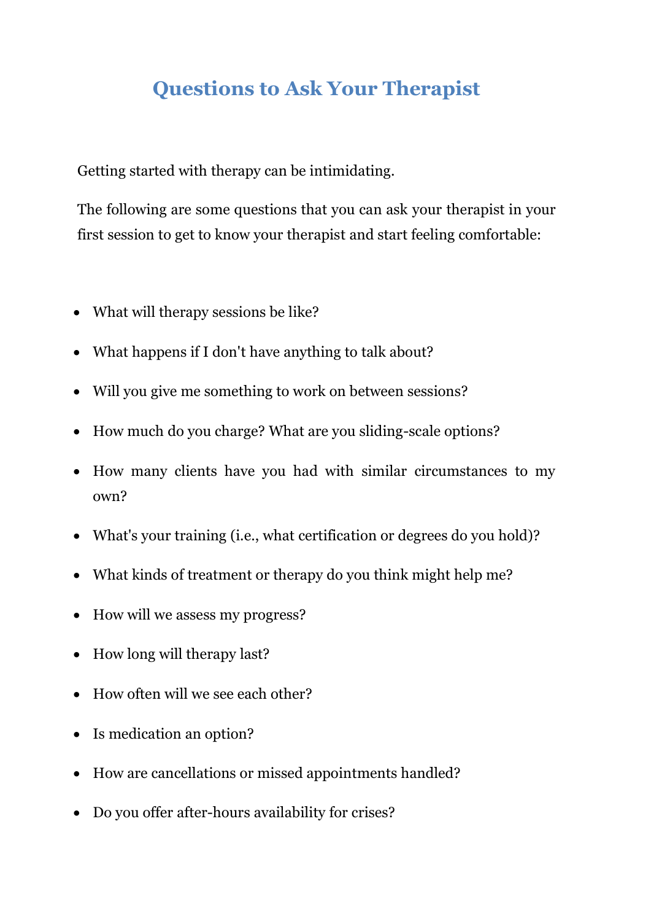# Questions to Ask Your Therapist

Getting started with therapy can be intimidating.

The following are some questions that you can ask your therapist in your first session to get to know your therapist and start feeling comfortable:

- What will therapy sessions be like?
- What happens if I don't have anything to talk about?
- Will you give me something to work on between sessions?
- How much do you charge? What are you sliding-scale options?
- How many clients have you had with similar circumstances to my own?
- What's your training (i.e., what certification or degrees do you hold)?
- What kinds of treatment or therapy do you think might help me?
- How will we assess my progress?
- How long will therapy last?
- How often will we see each other?
- Is medication an option?
- How are cancellations or missed appointments handled?
- Do you offer after-hours availability for crises?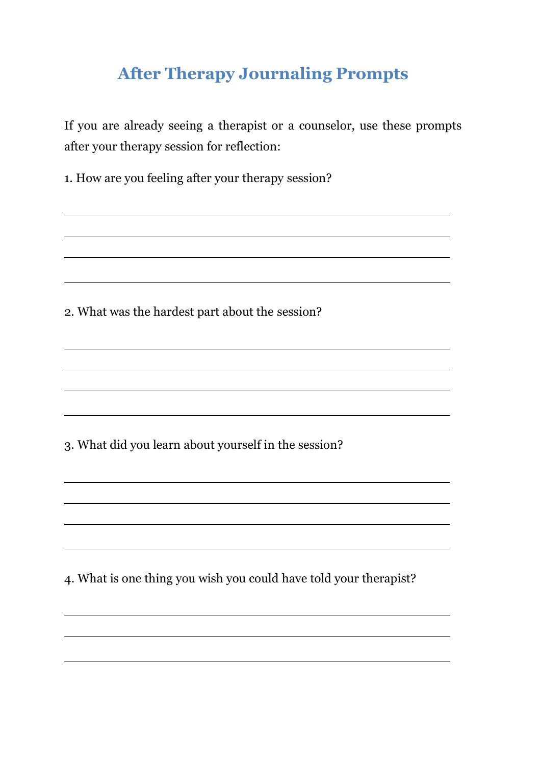# After Therapy Journaling Prompts

If you are already seeing a therapist or a counselor, use these prompts after your therapy session for reflection:

1. How are you feeling after your therapy session?

2. What was the hardest part about the session?

3. What did you learn about yourself in the session?

4. What is one thing you wish you could have told your therapist?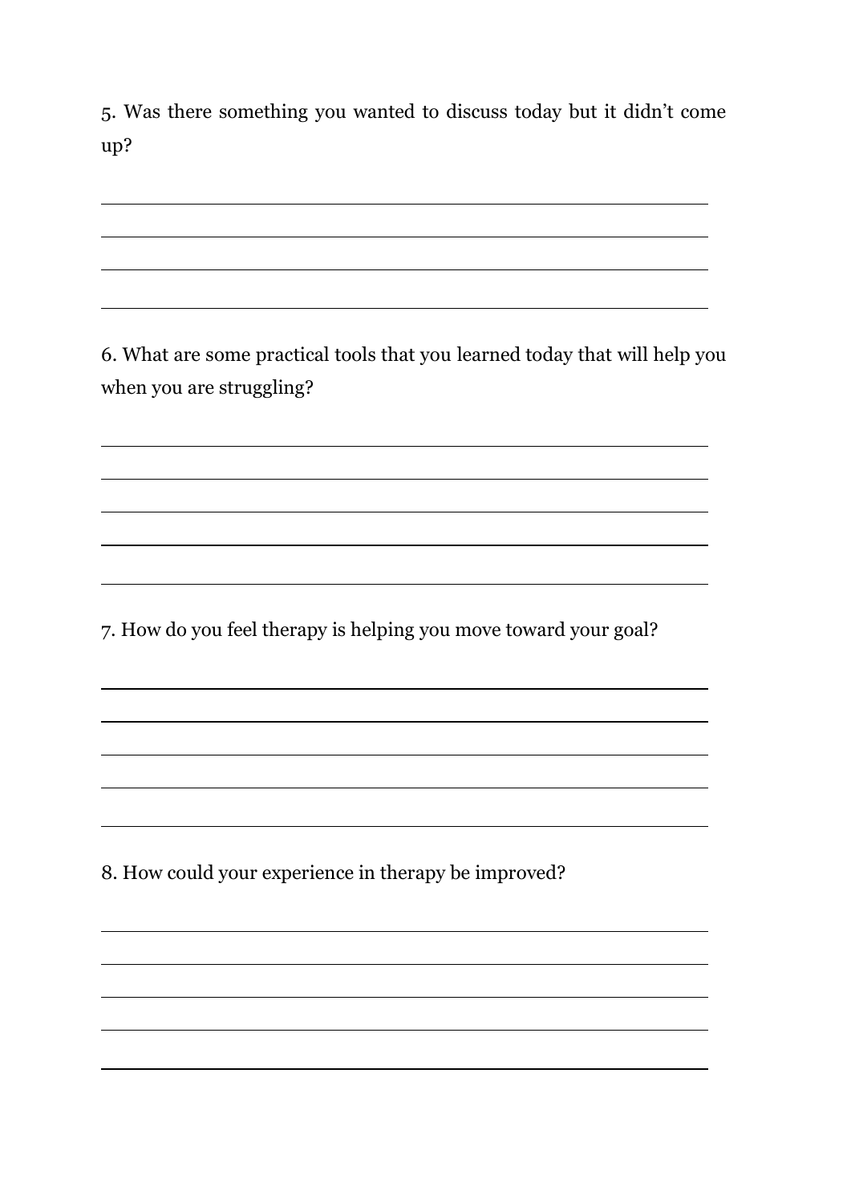5. Was there something you wanted to discuss today but it didn't come up?

______________________________________________________________________

______________________________________________________________________

______________________________________________________________________

______________________________________________________________________

6. What are some practical tools that you learned today that will help you when you are struggling?

______________________________________________________________________

______________________________________________________________________

______________________________________________________________________

______________________________________________________________________

______________________________________________________________________

7. How do you feel therapy is helping you move toward your goal?

______________________________________________________________________

______________________________________________________________________

______________________________________________________________________

______________________________________________________________________

______________________________________________________________________

8. How could your experience in therapy be improved?

______________________________________________________________________

______________________________________________________________________

______________________________________________________________________

______________________________________________________________________

______________________________________________________________________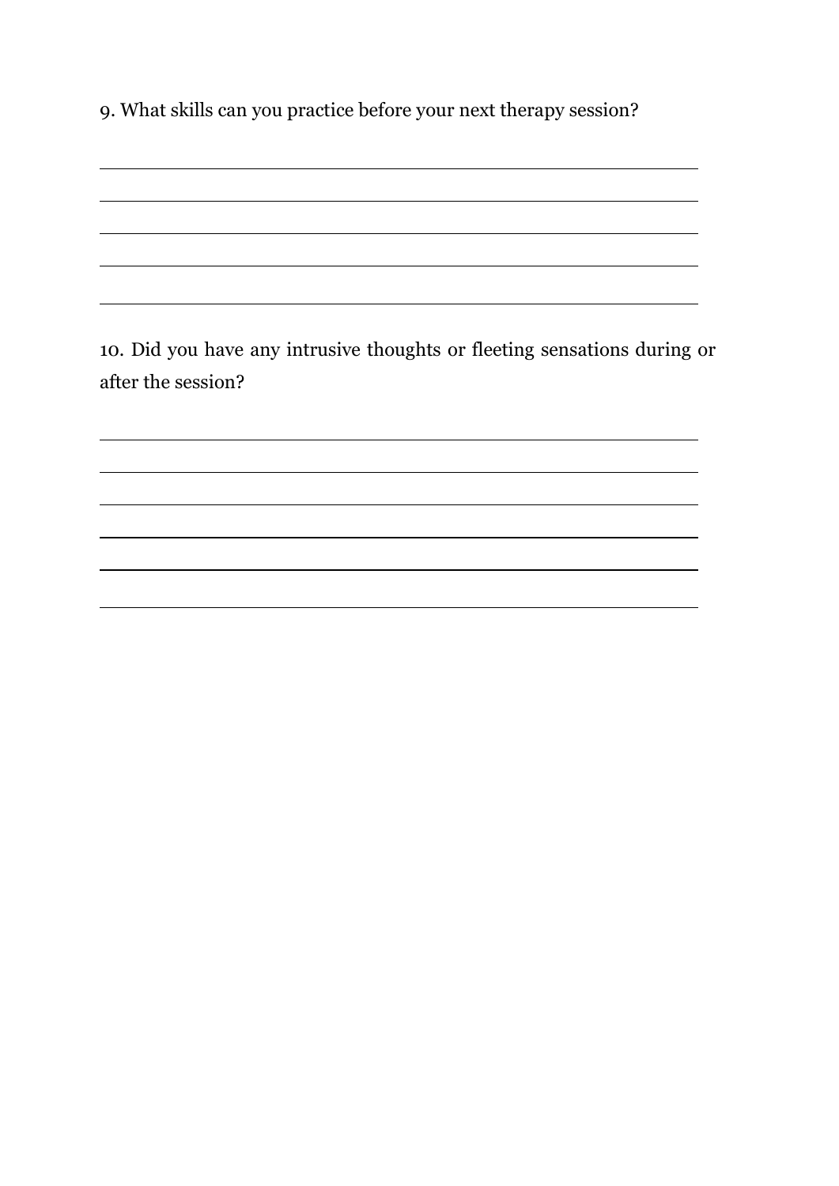9. What skills can you practice before your next therapy session?

\_\_\_\_\_\_\_\_\_\_\_\_\_\_\_\_\_\_\_\_\_\_\_\_\_\_\_\_\_\_\_\_\_\_\_\_\_\_\_\_\_\_\_\_\_\_\_\_\_\_\_\_\_\_\_\_\_\_\_\_

\_\_\_\_\_\_\_\_\_\_\_\_\_\_\_\_\_\_\_\_\_\_\_\_\_\_\_\_\_\_\_\_\_\_\_\_\_\_\_\_\_\_\_\_\_\_\_\_\_\_\_\_\_\_\_\_\_\_\_\_

\_\_\_\_\_\_\_\_\_\_\_\_\_\_\_\_\_\_\_\_\_\_\_\_\_\_\_\_\_\_\_\_\_\_\_\_\_\_\_\_\_\_\_\_\_\_\_\_\_\_\_\_\_\_\_\_\_\_\_\_

\_\_\_\_\_\_\_\_\_\_\_\_\_\_\_\_\_\_\_\_\_\_\_\_\_\_\_\_\_\_\_\_\_\_\_\_\_\_\_\_\_\_\_\_\_\_\_\_\_\_\_\_\_\_\_\_\_\_\_\_

\_\_\_\_\_\_\_\_\_\_\_\_\_\_\_\_\_\_\_\_\_\_\_\_\_\_\_\_\_\_\_\_\_\_\_\_\_\_\_\_\_\_\_\_\_\_\_\_\_\_\_\_\_\_\_\_\_\_\_\_

10. Did you have any intrusive thoughts or fleeting sensations during or after the session?

\_\_\_\_\_\_\_\_\_\_\_\_\_\_\_\_\_\_\_\_\_\_\_\_\_\_\_\_\_\_\_\_\_\_\_\_\_\_\_\_\_\_\_\_\_\_\_\_\_\_\_\_\_\_\_\_\_\_\_\_

\_\_\_\_\_\_\_\_\_\_\_\_\_\_\_\_\_\_\_\_\_\_\_\_\_\_\_\_\_\_\_\_\_\_\_\_\_\_\_\_\_\_\_\_\_\_\_\_\_\_\_\_\_\_\_\_\_\_\_\_

\_\_\_\_\_\_\_\_\_\_\_\_\_\_\_\_\_\_\_\_\_\_\_\_\_\_\_\_\_\_\_\_\_\_\_\_\_\_\_\_\_\_\_\_\_\_\_\_\_\_\_\_\_\_\_\_\_\_\_\_

\_\_\_\_\_\_\_\_\_\_\_\_\_\_\_\_\_\_\_\_\_\_\_\_\_\_\_\_\_\_\_\_\_\_\_\_\_\_\_\_\_\_\_\_\_\_\_\_\_\_\_\_\_\_\_\_\_\_\_\_

\_\_\_\_\_\_\_\_\_\_\_\_\_\_\_\_\_\_\_\_\_\_\_\_\_\_\_\_\_\_\_\_\_\_\_\_\_\_\_\_\_\_\_\_\_\_\_\_\_\_\_\_\_\_\_\_\_\_\_\_

\_\_\_\_\_\_\_\_\_\_\_\_\_\_\_\_\_\_\_\_\_\_\_\_\_\_\_\_\_\_\_\_\_\_\_\_\_\_\_\_\_\_\_\_\_\_\_\_\_\_\_\_\_\_\_\_\_\_\_\_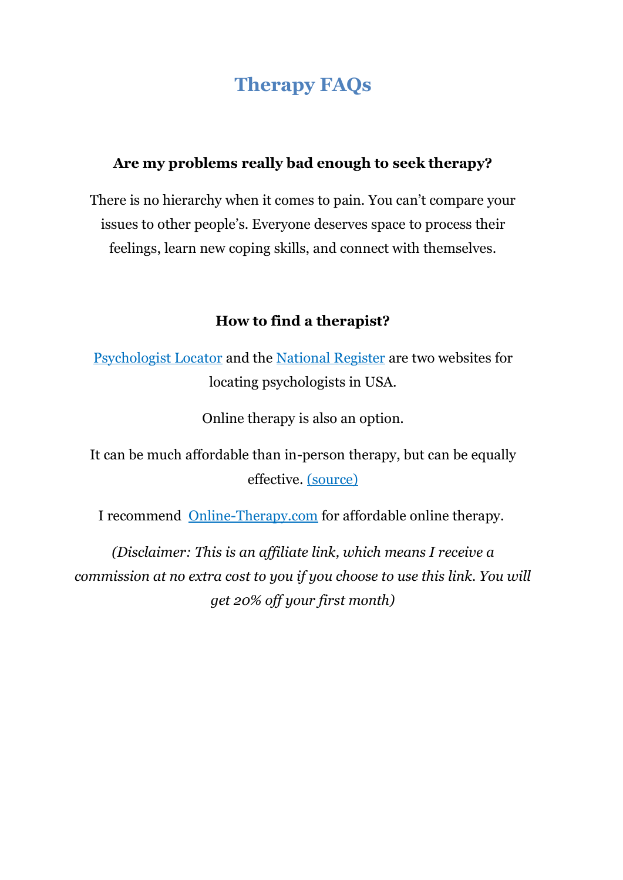# Therapy FAQs

**Are my problems really bad enough to seek therapy?**

There is no hierarchy when it comes to pain. You can't compare your issues to other people's. Everyone deserves space to process their feelings, learn new coping skills, and connect with themselves.

**How to find a therapist?**

Psychologist Locator and the National Register are two websites for locating psychologists in USA.

Online therapy is also an option.

It can be much affordable than in-person therapy, but can be equally effective. (source)

I recommend Online-Therapy.com for affordable online therapy.

*(Disclaimer: This is an affiliate link, which means I receive a commission at no extra cost to you if you choose to use this link. You will get 20% off your first month)*